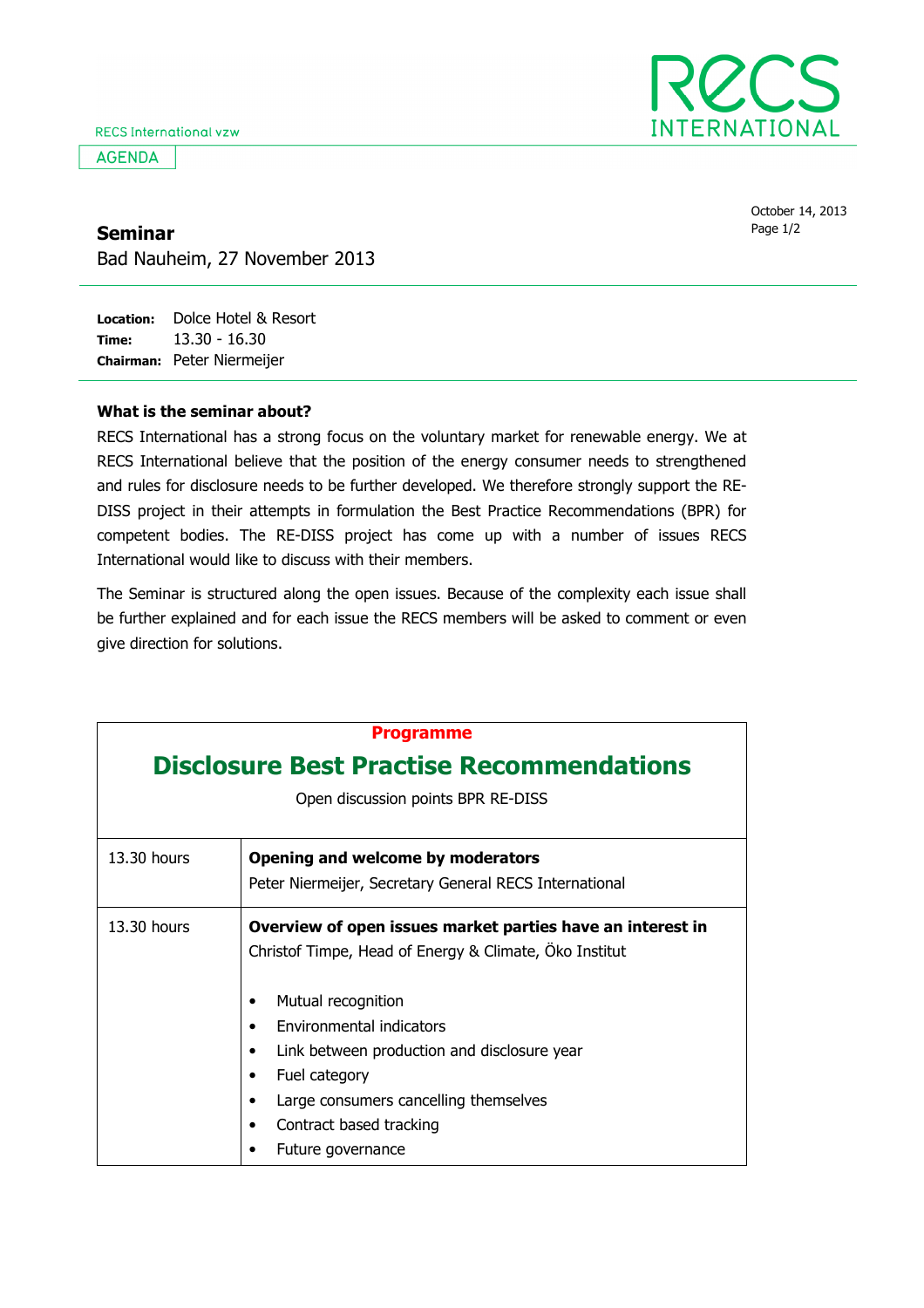RECS International vzw

AGENDA

October 14, 2013

## Seminar

Bad Nauheim, 27 November 2013

**Location:** Dolce Hotel & Resort
**Time:** 13.30 - 16.30
**Chairman:** Peter Niermeijer

### What is the seminar about?

RECS International has a strong focus on the voluntary market for renewable energy. We at RECS International believe that the position of the energy consumer needs to strengthened and rules for disclosure needs to be further developed. We therefore strongly support the RE-DISS project in their attempts in formulation the Best Practice Recommendations (BPR) for competent bodies. The RE-DISS project has come up with a number of issues RECS International would like to discuss with their members.

The Seminar is structured along the open issues. Because of the complexity each issue shall be further explained and for each issue the RECS members will be asked to comment or even give direction for solutions.

**Programme**

## Disclosure Best Practise Recommendations

Open discussion points BPR RE-DISS

| Time | Item |
|---|---|
| 13.30 hours | **Opening and welcome by moderators**<br>Peter Niermeijer, Secretary General RECS International |
| 13.30 hours | **Overview of open issues market parties have an interest in**<br>Christof Timpe, Head of Energy & Climate, Öko Institut<br>• Mutual recognition<br>• Environmental indicators<br>• Link between production and disclosure year<br>• Fuel category<br>• Large consumers cancelling themselves<br>• Contract based tracking<br>• Future governance |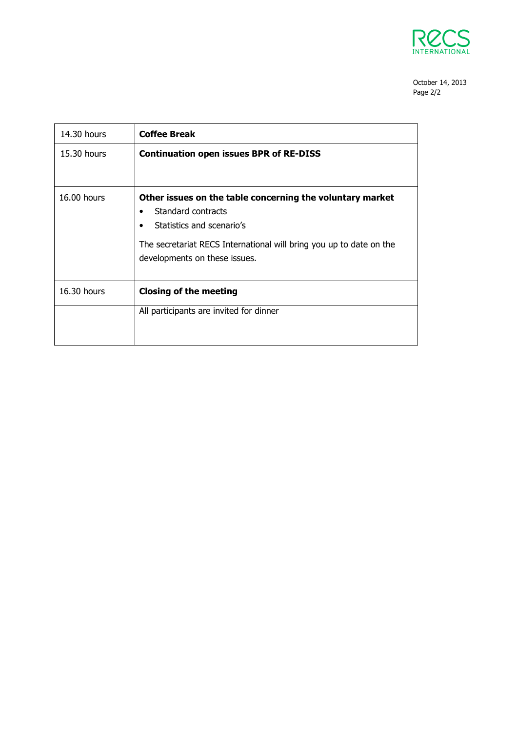| | |
|---|---|
| 14.30 hours | **Coffee Break** |
| 15.30 hours | **Continuation open issues BPR of RE-DISS** |
| 16.00 hours | **Other issues on the table concerning the voluntary market**<br>• Standard contracts<br>• Statistics and scenario's<br><br>The secretariat RECS International will bring you up to date on the developments on these issues. |
| 16.30 hours | **Closing of the meeting** |
| | All participants are invited for dinner |